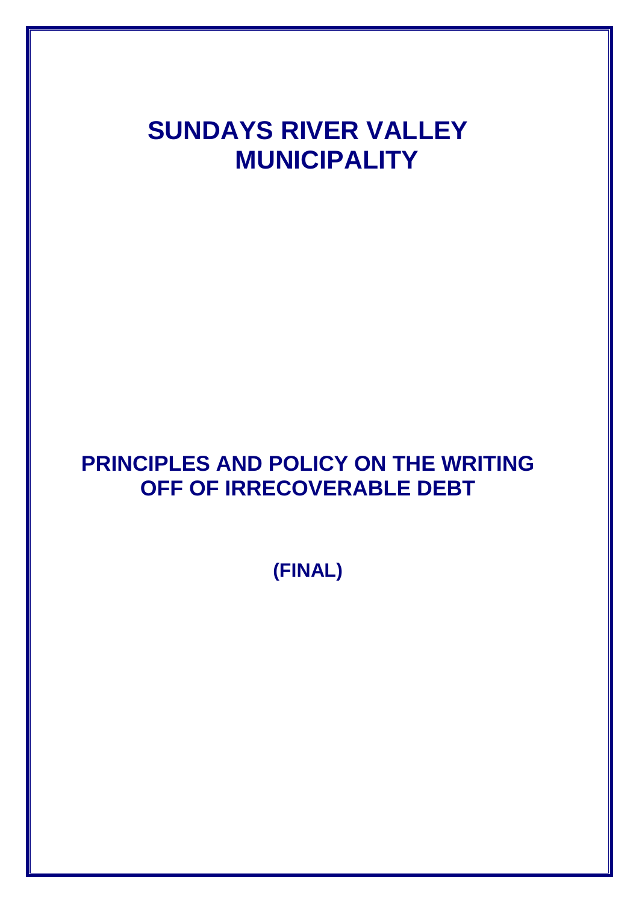# SUNDAYS RIVER VALLEY MUNICIPALITY

## PRINCIPLES AND POLICY ON THE WRITING OFF OF IRRECOVERABLE DEBT

**(FINAL)**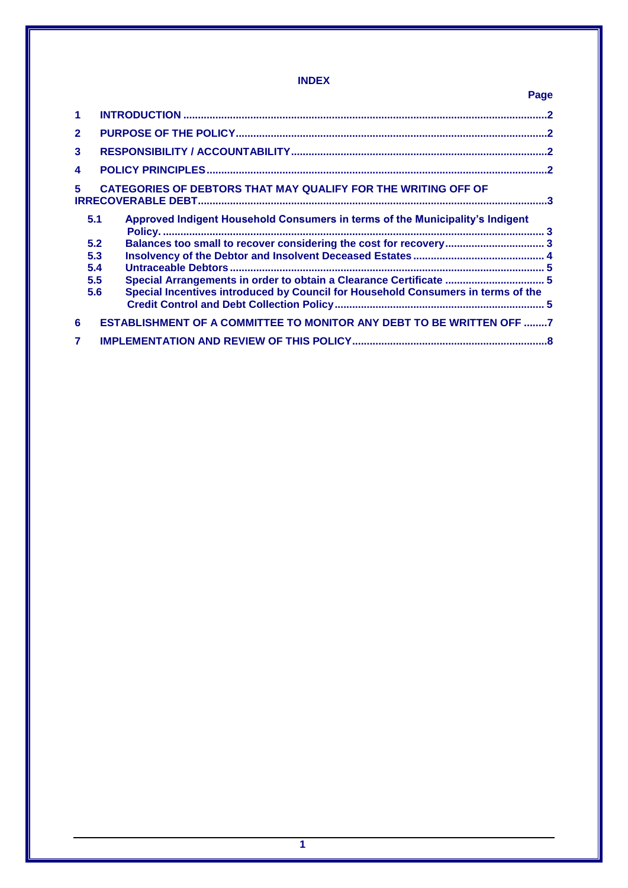**INDEX**

| | | Page |
|---|---|---|
| 1 | INTRODUCTION | 2 |
| 2 | PURPOSE OF THE POLICY | 2 |
| 3 | RESPONSIBILITY / ACCOUNTABILITY | 2 |
| 4 | POLICY PRINCIPLES | 2 |
| 5 | CATEGORIES OF DEBTORS THAT MAY QUALIFY FOR THE WRITING OFF OF IRRECOVERABLE DEBT | 3 |
| 5.1 | Approved Indigent Household Consumers in terms of the Municipality's Indigent Policy. | 3 |
| 5.2 | Balances too small to recover considering the cost for recovery | 3 |
| 5.3 | Insolvency of the Debtor and Insolvent Deceased Estates | 4 |
| 5.4 | Untraceable Debtors | 5 |
| 5.5 | Special Arrangements in order to obtain a Clearance Certificate | 5 |
| 5.6 | Special Incentives introduced by Council for Household Consumers in terms of the Credit Control and Debt Collection Policy | 5 |
| 6 | ESTABLISHMENT OF A COMMITTEE TO MONITOR ANY DEBT TO BE WRITTEN OFF | 7 |
| 7 | IMPLEMENTATION AND REVIEW OF THIS POLICY | 8 |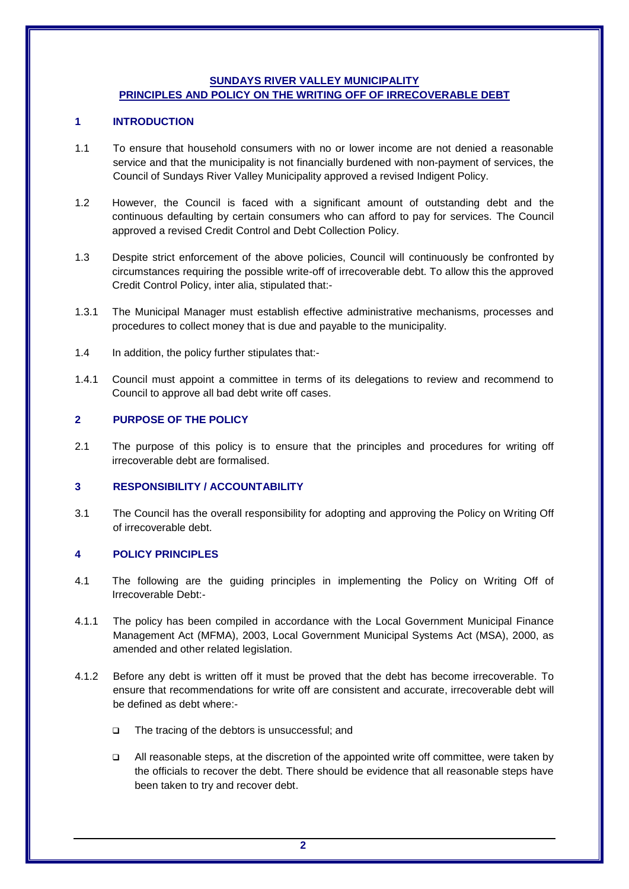**SUNDAYS RIVER VALLEY MUNICIPALITY**
**PRINCIPLES AND POLICY ON THE WRITING OFF OF IRRECOVERABLE DEBT**

## 1 INTRODUCTION

1.1 To ensure that household consumers with no or lower income are not denied a reasonable service and that the municipality is not financially burdened with non-payment of services, the Council of Sundays River Valley Municipality approved a revised Indigent Policy.

1.2 However, the Council is faced with a significant amount of outstanding debt and the continuous defaulting by certain consumers who can afford to pay for services. The Council approved a revised Credit Control and Debt Collection Policy.

1.3 Despite strict enforcement of the above policies, Council will continuously be confronted by circumstances requiring the possible write-off of irrecoverable debt. To allow this the approved Credit Control Policy, inter alia, stipulated that:-

1.3.1 The Municipal Manager must establish effective administrative mechanisms, processes and procedures to collect money that is due and payable to the municipality.

1.4 In addition, the policy further stipulates that:-

1.4.1 Council must appoint a committee in terms of its delegations to review and recommend to Council to approve all bad debt write off cases.

## 2 PURPOSE OF THE POLICY

2.1 The purpose of this policy is to ensure that the principles and procedures for writing off irrecoverable debt are formalised.

## 3 RESPONSIBILITY / ACCOUNTABILITY

3.1 The Council has the overall responsibility for adopting and approving the Policy on Writing Off of irrecoverable debt.

## 4 POLICY PRINCIPLES

4.1 The following are the guiding principles in implementing the Policy on Writing Off of Irrecoverable Debt:-

4.1.1 The policy has been compiled in accordance with the Local Government Municipal Finance Management Act (MFMA), 2003, Local Government Municipal Systems Act (MSA), 2000, as amended and other related legislation.

4.1.2 Before any debt is written off it must be proved that the debt has become irrecoverable. To ensure that recommendations for write off are consistent and accurate, irrecoverable debt will be defined as debt where:-

- The tracing of the debtors is unsuccessful; and
- All reasonable steps, at the discretion of the appointed write off committee, were taken by the officials to recover the debt. There should be evidence that all reasonable steps have been taken to try and recover debt.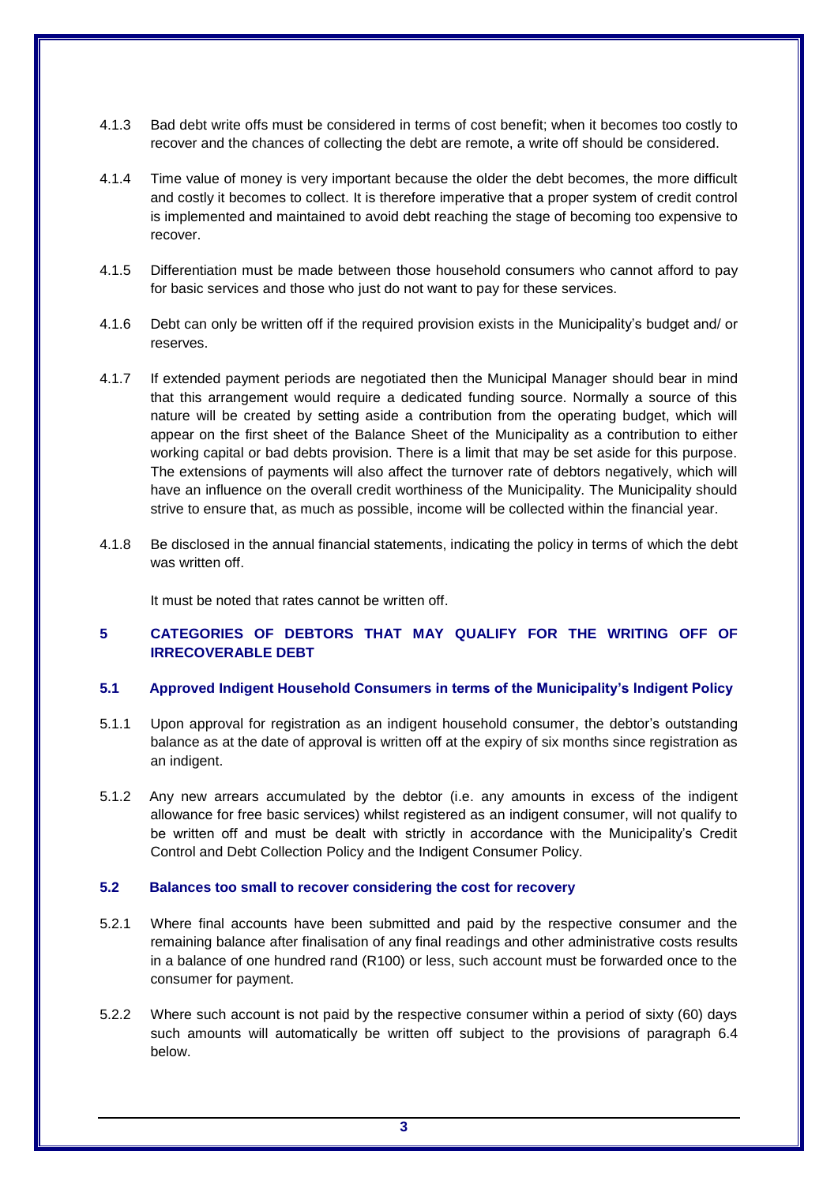4.1.3 Bad debt write offs must be considered in terms of cost benefit; when it becomes too costly to recover and the chances of collecting the debt are remote, a write off should be considered.

4.1.4 Time value of money is very important because the older the debt becomes, the more difficult and costly it becomes to collect. It is therefore imperative that a proper system of credit control is implemented and maintained to avoid debt reaching the stage of becoming too expensive to recover.

4.1.5 Differentiation must be made between those household consumers who cannot afford to pay for basic services and those who just do not want to pay for these services.

4.1.6 Debt can only be written off if the required provision exists in the Municipality's budget and/ or reserves.

4.1.7 If extended payment periods are negotiated then the Municipal Manager should bear in mind that this arrangement would require a dedicated funding source. Normally a source of this nature will be created by setting aside a contribution from the operating budget, which will appear on the first sheet of the Balance Sheet of the Municipality as a contribution to either working capital or bad debts provision. There is a limit that may be set aside for this purpose. The extensions of payments will also affect the turnover rate of debtors negatively, which will have an influence on the overall credit worthiness of the Municipality. The Municipality should strive to ensure that, as much as possible, income will be collected within the financial year.

4.1.8 Be disclosed in the annual financial statements, indicating the policy in terms of which the debt was written off.

It must be noted that rates cannot be written off.

## 5 CATEGORIES OF DEBTORS THAT MAY QUALIFY FOR THE WRITING OFF OF IRRECOVERABLE DEBT

### 5.1 Approved Indigent Household Consumers in terms of the Municipality's Indigent Policy

5.1.1 Upon approval for registration as an indigent household consumer, the debtor's outstanding balance as at the date of approval is written off at the expiry of six months since registration as an indigent.

5.1.2 Any new arrears accumulated by the debtor (i.e. any amounts in excess of the indigent allowance for free basic services) whilst registered as an indigent consumer, will not qualify to be written off and must be dealt with strictly in accordance with the Municipality's Credit Control and Debt Collection Policy and the Indigent Consumer Policy.

### 5.2 Balances too small to recover considering the cost for recovery

5.2.1 Where final accounts have been submitted and paid by the respective consumer and the remaining balance after finalisation of any final readings and other administrative costs results in a balance of one hundred rand (R100) or less, such account must be forwarded once to the consumer for payment.

5.2.2 Where such account is not paid by the respective consumer within a period of sixty (60) days such amounts will automatically be written off subject to the provisions of paragraph 6.4 below.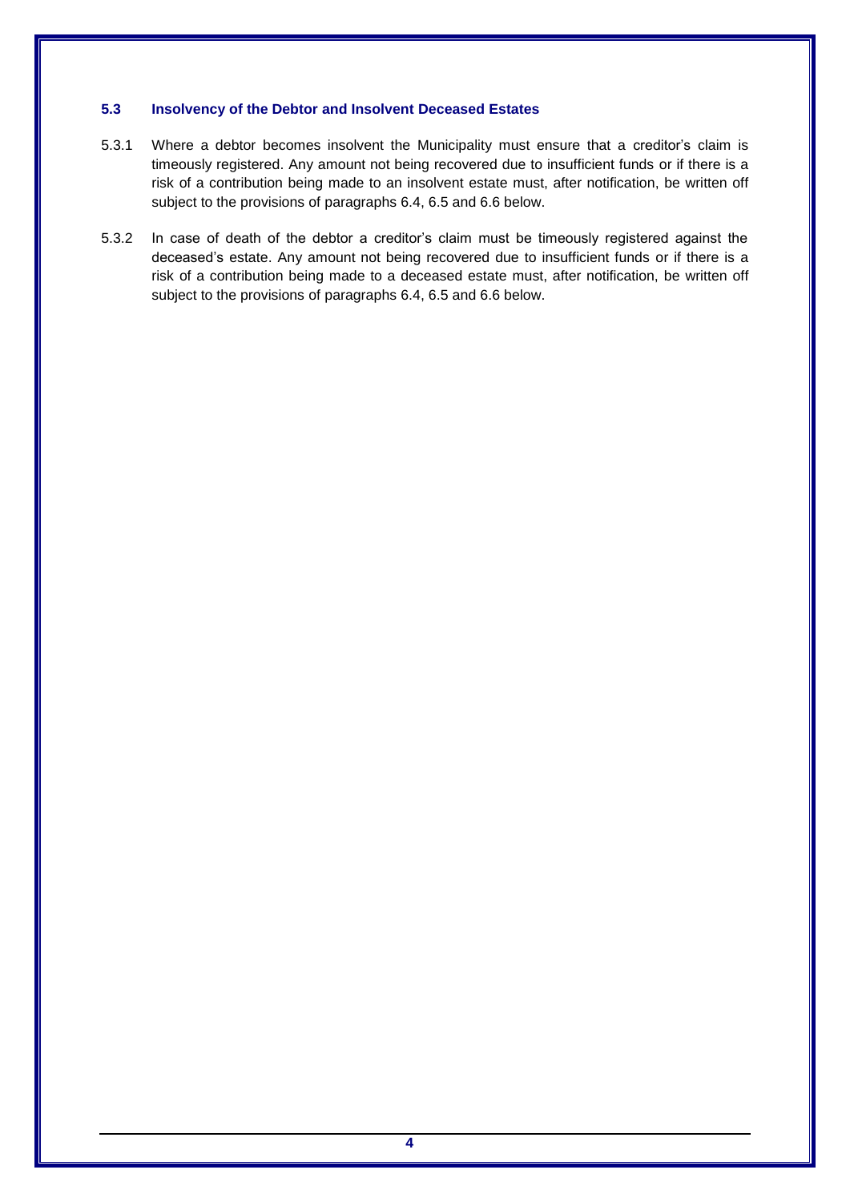### 5.3 Insolvency of the Debtor and Insolvent Deceased Estates

5.3.1 Where a debtor becomes insolvent the Municipality must ensure that a creditor's claim is timeously registered. Any amount not being recovered due to insufficient funds or if there is a risk of a contribution being made to an insolvent estate must, after notification, be written off subject to the provisions of paragraphs 6.4, 6.5 and 6.6 below.

5.3.2 In case of death of the debtor a creditor's claim must be timeously registered against the deceased's estate. Any amount not being recovered due to insufficient funds or if there is a risk of a contribution being made to a deceased estate must, after notification, be written off subject to the provisions of paragraphs 6.4, 6.5 and 6.6 below.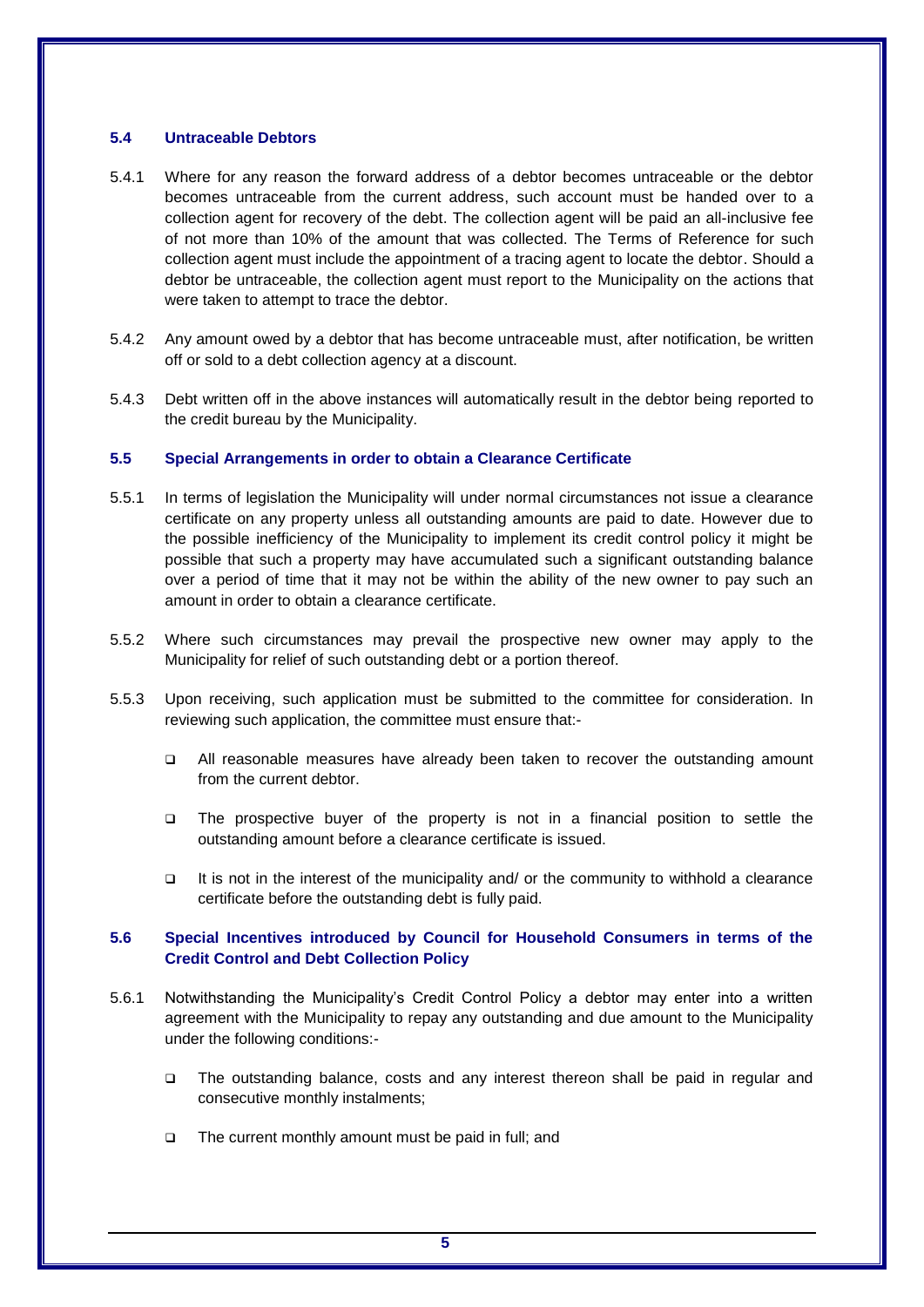### 5.4 Untraceable Debtors

5.4.1 Where for any reason the forward address of a debtor becomes untraceable or the debtor becomes untraceable from the current address, such account must be handed over to a collection agent for recovery of the debt. The collection agent will be paid an all-inclusive fee of not more than 10% of the amount that was collected. The Terms of Reference for such collection agent must include the appointment of a tracing agent to locate the debtor. Should a debtor be untraceable, the collection agent must report to the Municipality on the actions that were taken to attempt to trace the debtor.

5.4.2 Any amount owed by a debtor that has become untraceable must, after notification, be written off or sold to a debt collection agency at a discount.

5.4.3 Debt written off in the above instances will automatically result in the debtor being reported to the credit bureau by the Municipality.

### 5.5 Special Arrangements in order to obtain a Clearance Certificate

5.5.1 In terms of legislation the Municipality will under normal circumstances not issue a clearance certificate on any property unless all outstanding amounts are paid to date. However due to the possible inefficiency of the Municipality to implement its credit control policy it might be possible that such a property may have accumulated such a significant outstanding balance over a period of time that it may not be within the ability of the new owner to pay such an amount in order to obtain a clearance certificate.

5.5.2 Where such circumstances may prevail the prospective new owner may apply to the Municipality for relief of such outstanding debt or a portion thereof.

5.5.3 Upon receiving, such application must be submitted to the committee for consideration. In reviewing such application, the committee must ensure that:-

- All reasonable measures have already been taken to recover the outstanding amount from the current debtor.
- The prospective buyer of the property is not in a financial position to settle the outstanding amount before a clearance certificate is issued.
- It is not in the interest of the municipality and/ or the community to withhold a clearance certificate before the outstanding debt is fully paid.

### 5.6 Special Incentives introduced by Council for Household Consumers in terms of the Credit Control and Debt Collection Policy

5.6.1 Notwithstanding the Municipality's Credit Control Policy a debtor may enter into a written agreement with the Municipality to repay any outstanding and due amount to the Municipality under the following conditions:-

- The outstanding balance, costs and any interest thereon shall be paid in regular and consecutive monthly instalments;
- The current monthly amount must be paid in full; and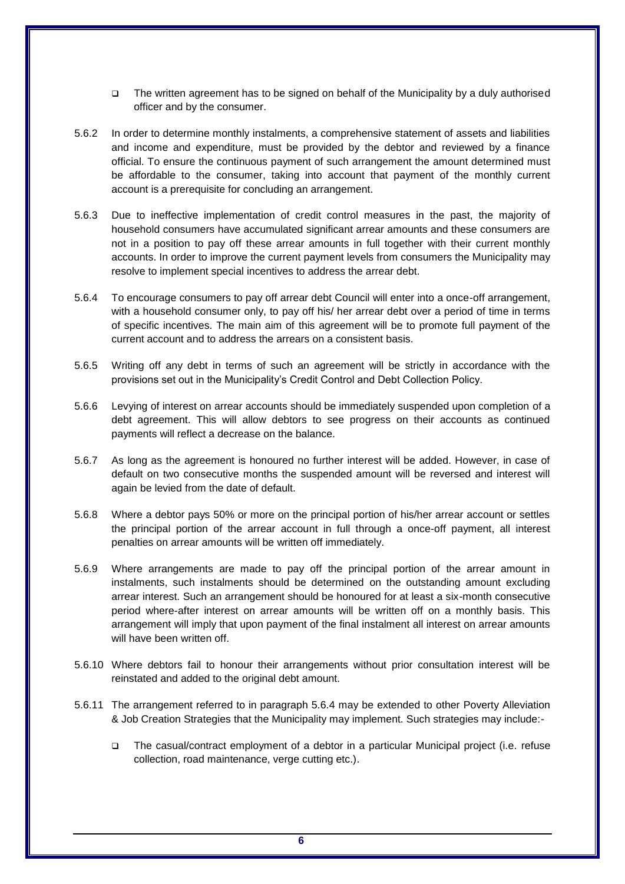- The written agreement has to be signed on behalf of the Municipality by a duly authorised officer and by the consumer.

5.6.2 In order to determine monthly instalments, a comprehensive statement of assets and liabilities and income and expenditure, must be provided by the debtor and reviewed by a finance official. To ensure the continuous payment of such arrangement the amount determined must be affordable to the consumer, taking into account that payment of the monthly current account is a prerequisite for concluding an arrangement.

5.6.3 Due to ineffective implementation of credit control measures in the past, the majority of household consumers have accumulated significant arrear amounts and these consumers are not in a position to pay off these arrear amounts in full together with their current monthly accounts. In order to improve the current payment levels from consumers the Municipality may resolve to implement special incentives to address the arrear debt.

5.6.4 To encourage consumers to pay off arrear debt Council will enter into a once-off arrangement, with a household consumer only, to pay off his/ her arrear debt over a period of time in terms of specific incentives. The main aim of this agreement will be to promote full payment of the current account and to address the arrears on a consistent basis.

5.6.5 Writing off any debt in terms of such an agreement will be strictly in accordance with the provisions set out in the Municipality's Credit Control and Debt Collection Policy.

5.6.6 Levying of interest on arrear accounts should be immediately suspended upon completion of a debt agreement. This will allow debtors to see progress on their accounts as continued payments will reflect a decrease on the balance.

5.6.7 As long as the agreement is honoured no further interest will be added. However, in case of default on two consecutive months the suspended amount will be reversed and interest will again be levied from the date of default.

5.6.8 Where a debtor pays 50% or more on the principal portion of his/her arrear account or settles the principal portion of the arrear account in full through a once-off payment, all interest penalties on arrear amounts will be written off immediately.

5.6.9 Where arrangements are made to pay off the principal portion of the arrear amount in instalments, such instalments should be determined on the outstanding amount excluding arrear interest. Such an arrangement should be honoured for at least a six-month consecutive period where-after interest on arrear amounts will be written off on a monthly basis. This arrangement will imply that upon payment of the final instalment all interest on arrear amounts will have been written off.

5.6.10 Where debtors fail to honour their arrangements without prior consultation interest will be reinstated and added to the original debt amount.

5.6.11 The arrangement referred to in paragraph 5.6.4 may be extended to other Poverty Alleviation & Job Creation Strategies that the Municipality may implement. Such strategies may include:-

- The casual/contract employment of a debtor in a particular Municipal project (i.e. refuse collection, road maintenance, verge cutting etc.).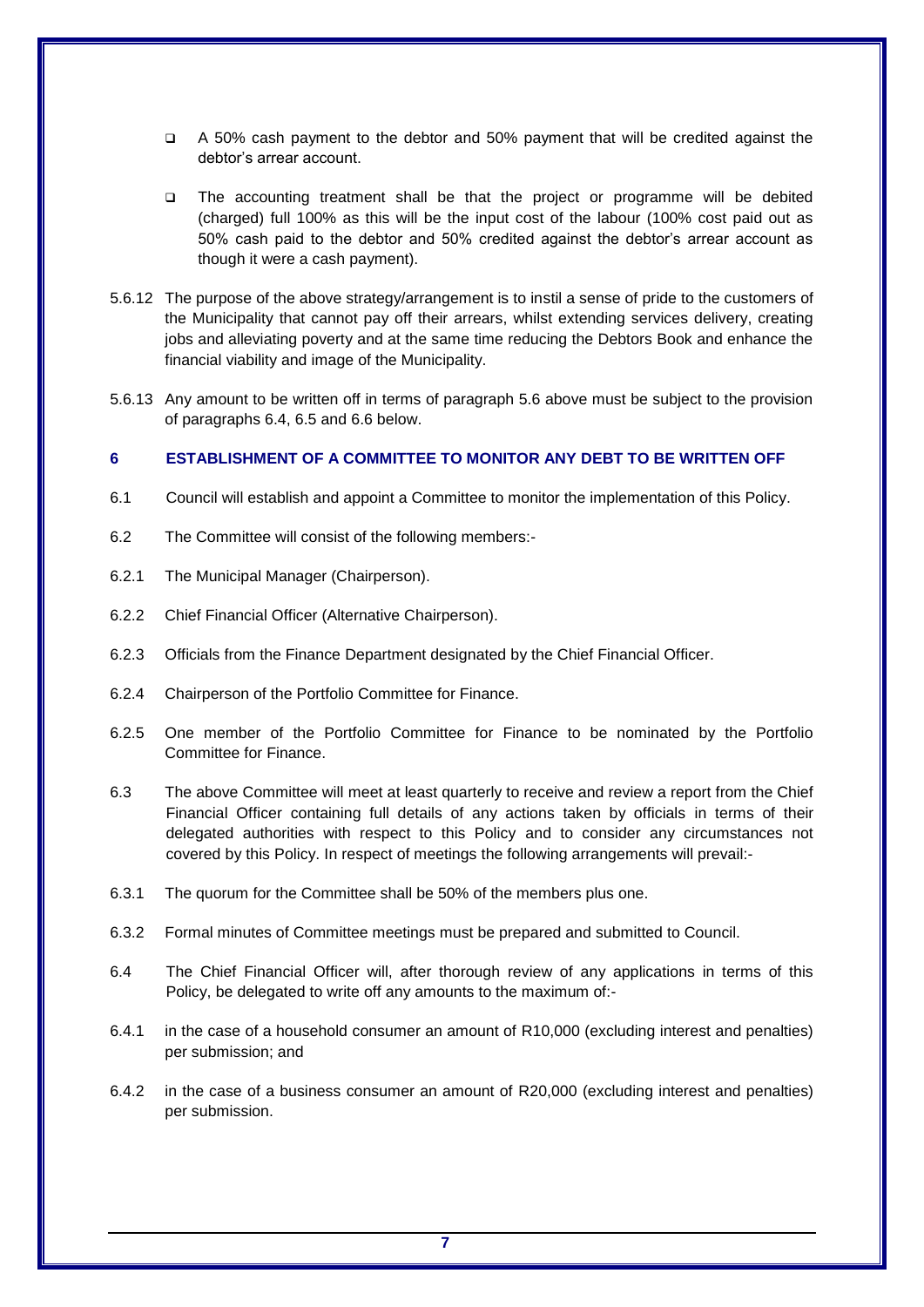- A 50% cash payment to the debtor and 50% payment that will be credited against the debtor's arrear account.

- The accounting treatment shall be that the project or programme will be debited (charged) full 100% as this will be the input cost of the labour (100% cost paid out as 50% cash paid to the debtor and 50% credited against the debtor's arrear account as though it were a cash payment).

5.6.12 The purpose of the above strategy/arrangement is to instil a sense of pride to the customers of the Municipality that cannot pay off their arrears, whilst extending services delivery, creating jobs and alleviating poverty and at the same time reducing the Debtors Book and enhance the financial viability and image of the Municipality.

5.6.13 Any amount to be written off in terms of paragraph 5.6 above must be subject to the provision of paragraphs 6.4, 6.5 and 6.6 below.

## 6 ESTABLISHMENT OF A COMMITTEE TO MONITOR ANY DEBT TO BE WRITTEN OFF

6.1 Council will establish and appoint a Committee to monitor the implementation of this Policy.

6.2 The Committee will consist of the following members:-

6.2.1 The Municipal Manager (Chairperson).

6.2.2 Chief Financial Officer (Alternative Chairperson).

6.2.3 Officials from the Finance Department designated by the Chief Financial Officer.

6.2.4 Chairperson of the Portfolio Committee for Finance.

6.2.5 One member of the Portfolio Committee for Finance to be nominated by the Portfolio Committee for Finance.

6.3 The above Committee will meet at least quarterly to receive and review a report from the Chief Financial Officer containing full details of any actions taken by officials in terms of their delegated authorities with respect to this Policy and to consider any circumstances not covered by this Policy. In respect of meetings the following arrangements will prevail:-

6.3.1 The quorum for the Committee shall be 50% of the members plus one.

6.3.2 Formal minutes of Committee meetings must be prepared and submitted to Council.

6.4 The Chief Financial Officer will, after thorough review of any applications in terms of this Policy, be delegated to write off any amounts to the maximum of:-

6.4.1 in the case of a household consumer an amount of R10,000 (excluding interest and penalties) per submission; and

6.4.2 in the case of a business consumer an amount of R20,000 (excluding interest and penalties) per submission.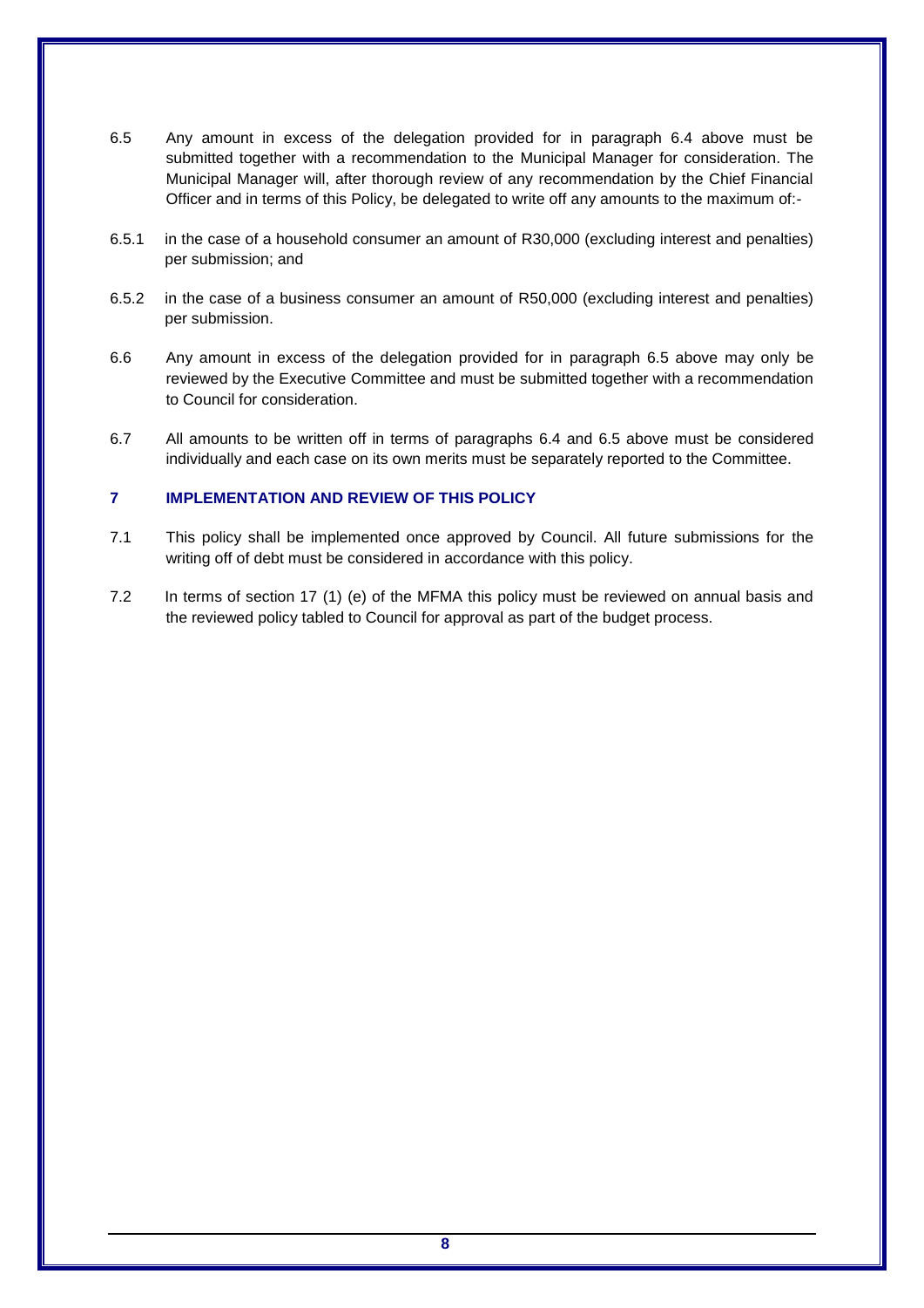6.5 Any amount in excess of the delegation provided for in paragraph 6.4 above must be submitted together with a recommendation to the Municipal Manager for consideration. The Municipal Manager will, after thorough review of any recommendation by the Chief Financial Officer and in terms of this Policy, be delegated to write off any amounts to the maximum of:-

6.5.1 in the case of a household consumer an amount of R30,000 (excluding interest and penalties) per submission; and

6.5.2 in the case of a business consumer an amount of R50,000 (excluding interest and penalties) per submission.

6.6 Any amount in excess of the delegation provided for in paragraph 6.5 above may only be reviewed by the Executive Committee and must be submitted together with a recommendation to Council for consideration.

6.7 All amounts to be written off in terms of paragraphs 6.4 and 6.5 above must be considered individually and each case on its own merits must be separately reported to the Committee.

## 7 IMPLEMENTATION AND REVIEW OF THIS POLICY

7.1 This policy shall be implemented once approved by Council. All future submissions for the writing off of debt must be considered in accordance with this policy.

7.2 In terms of section 17 (1) (e) of the MFMA this policy must be reviewed on annual basis and the reviewed policy tabled to Council for approval as part of the budget process.